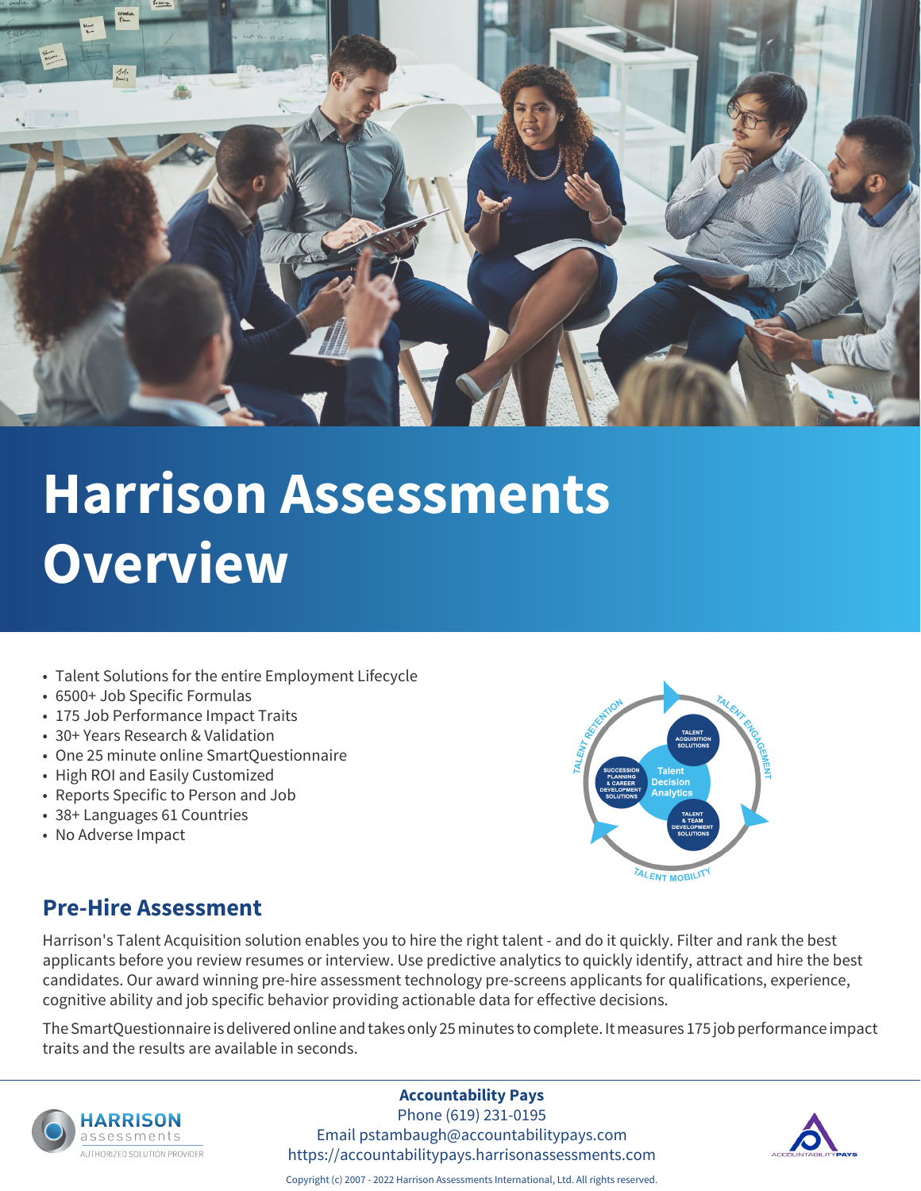# Harrison Assessments Overview

- Talent Solutions for the entire Employment Lifecycle
- 6500+ Job Specific Formulas
- 175 Job Performance Impact Traits
- 30+ Years Research & Validation
- One 25 minute online SmartQuestionnaire
- High ROI and Easily Customized
- Reports Specific to Person and Job
- 38+ Languages 61 Countries
- No Adverse Impact

## Pre-Hire Assessment

Harrison's Talent Acquisition solution enables you to hire the right talent - and do it quickly. Filter and rank the best applicants before you review resumes or interview. Use predictive analytics to quickly identify, attract and hire the best candidates. Our award winning pre-hire assessment technology pre-screens applicants for qualifications, experience, cognitive ability and job specific behavior providing actionable data for effective decisions.

The SmartQuestionnaire is delivered online and takes only 25 minutes to complete. It measures 175 job performance impact traits and the results are available in seconds.

**Accountability Pays**
Phone (619) 231-0195
Email pstambaugh@accountabilitypays.com
https://accountabilitypays.harrisonassessments.com

Copyright (c) 2007 - 2022 Harrison Assessments International, Ltd. All rights reserved.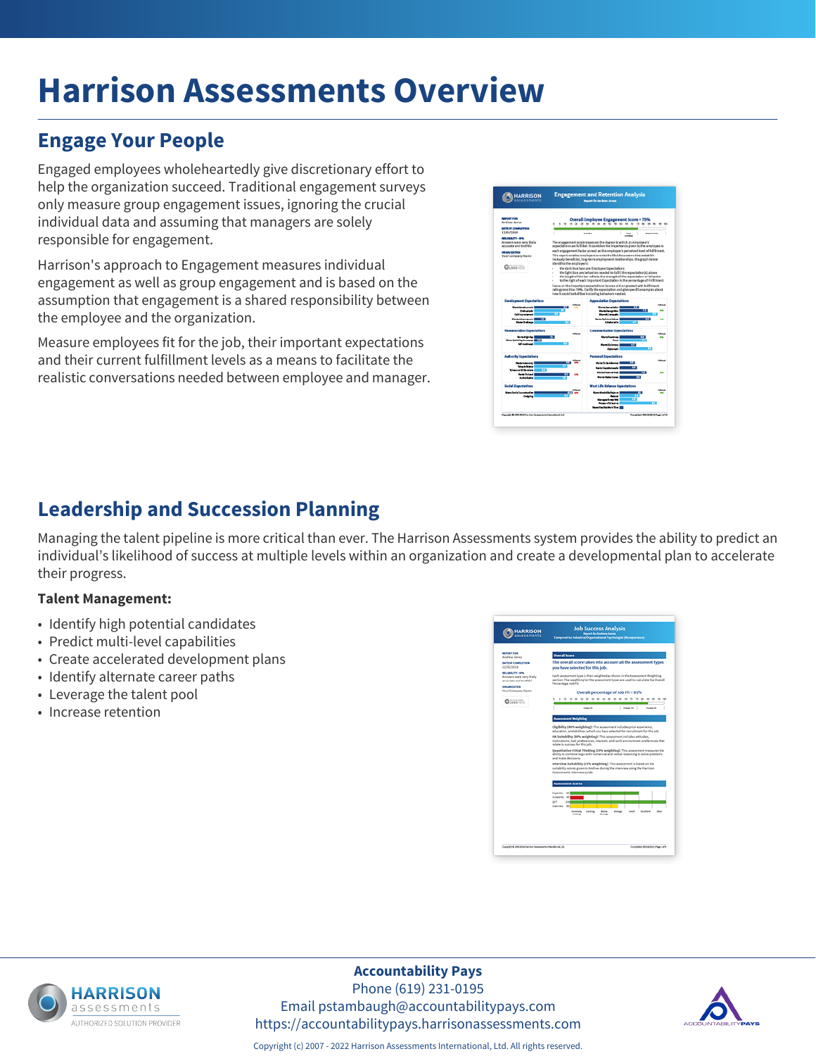# Harrison Assessments Overview

## Engage Your People

Engaged employees wholeheartedly give discretionary effort to help the organization succeed. Traditional engagement surveys only measure group engagement issues, ignoring the crucial individual data and assuming that managers are solely responsible for engagement.

Harrison's approach to Engagement measures individual engagement as well as group engagement and is based on the assumption that engagement is a shared responsibility between the employee and the organization.

Measure employees fit for the job, their important expectations and their current fulfillment levels as a means to facilitate the realistic conversations needed between employee and manager.

## Leadership and Succession Planning

Managing the talent pipeline is more critical than ever. The Harrison Assessments system provides the ability to predict an individual's likelihood of success at multiple levels within an organization and create a developmental plan to accelerate their progress.

**Talent Management:**

- Identify high potential candidates
- Predict multi-level capabilities
- Create accelerated development plans
- Identify alternate career paths
- Leverage the talent pool
- Increase retention

**Accountability Pays**
Phone (619) 231-0195
Email pstambaugh@accountabilitypays.com
https://accountabilitypays.harrisonassessments.com

Copyright (c) 2007 - 2022 Harrison Assessments International, Ltd. All rights reserved.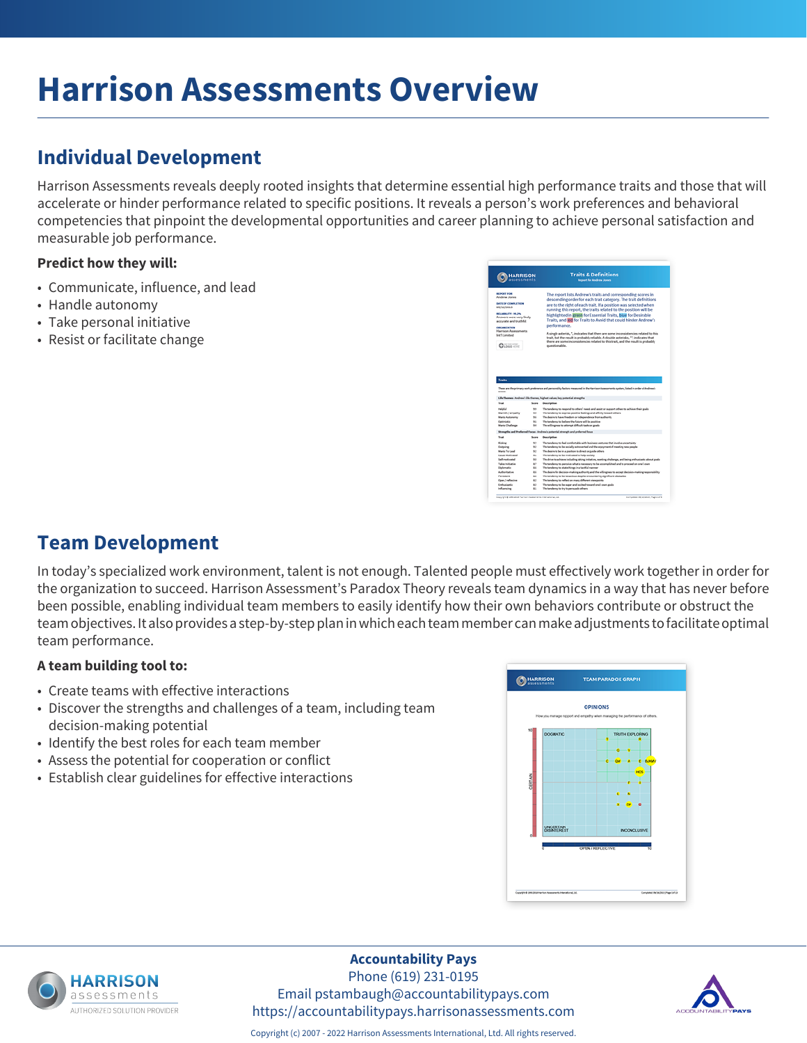# Harrison Assessments Overview

## Individual Development

Harrison Assessments reveals deeply rooted insights that determine essential high performance traits and those that will accelerate or hinder performance related to specific positions. It reveals a person's work preferences and behavioral competencies that pinpoint the developmental opportunities and career planning to achieve personal satisfaction and measurable job performance.

**Predict how they will:**

- Communicate, influence, and lead
- Handle autonomy
- Take personal initiative
- Resist or facilitate change

## Team Development

In today's specialized work environment, talent is not enough. Talented people must effectively work together in order for the organization to succeed. Harrison Assessment's Paradox Theory reveals team dynamics in a way that has never before been possible, enabling individual team members to easily identify how their own behaviors contribute or obstruct the team objectives. It also provides a step-by-step plan in which each team member can make adjustments to facilitate optimal team performance.

**A team building tool to:**

- Create teams with effective interactions
- Discover the strengths and challenges of a team, including team decision-making potential
- Identify the best roles for each team member
- Assess the potential for cooperation or conflict
- Establish clear guidelines for effective interactions

**Accountability Pays**
Phone (619) 231-0195
Email pstambaugh@accountabilitypays.com
https://accountabilitypays.harrisonassessments.com

Copyright (c) 2007 - 2022 Harrison Assessments International, Ltd. All rights reserved.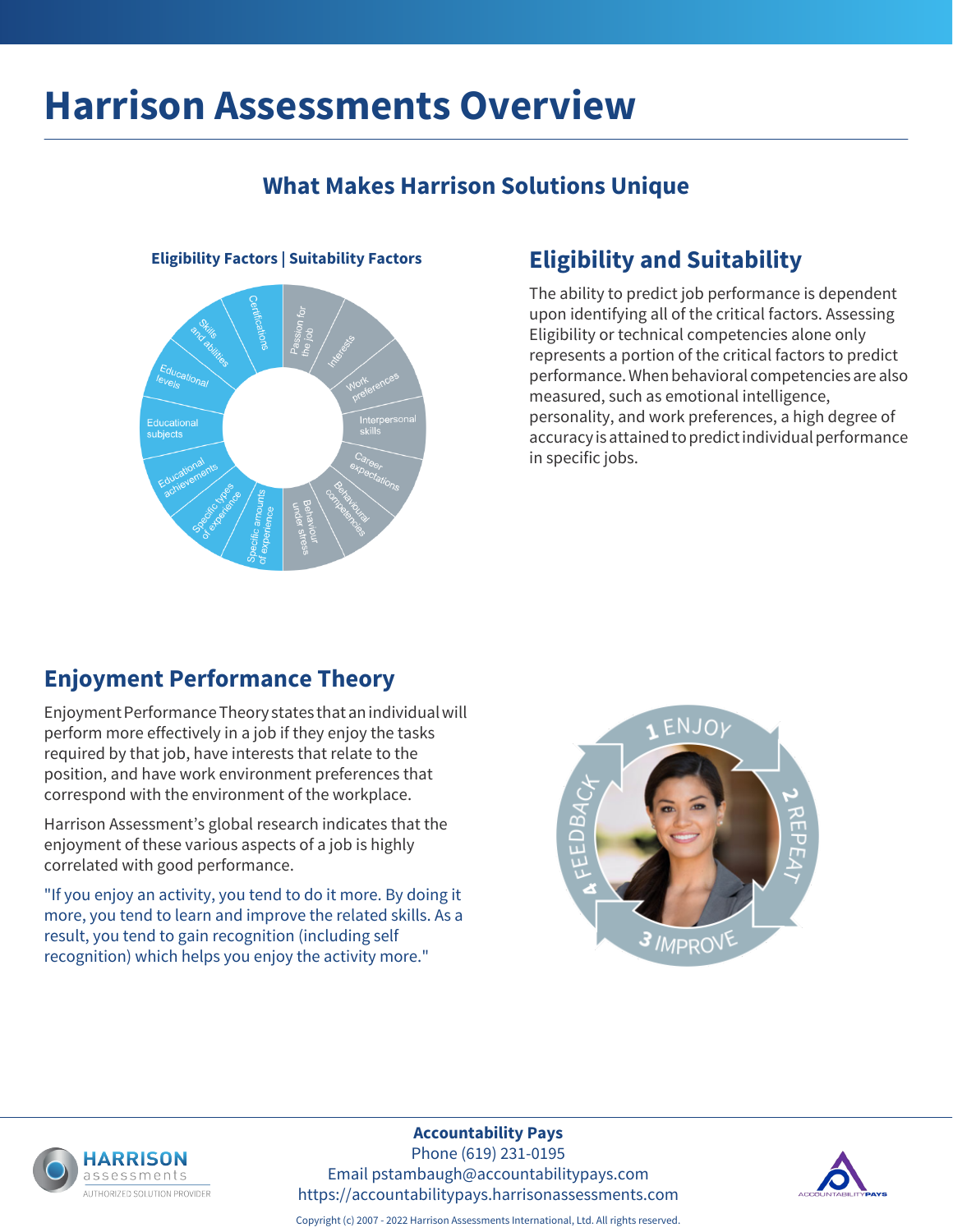# Harrison Assessments Overview

## What Makes Harrison Solutions Unique

**Eligibility Factors | Suitability Factors**

Certifications, Skills and abilities, Educational levels, Educational subjects, Educational achievements, Specific types of experience, Specific amounts of experience, Behaviour under stress, Behavioural competencies, Career expectations, Interpersonal skills, Work preferences, Interests, Passion for the job

## Eligibility and Suitability

The ability to predict job performance is dependent upon identifying all of the critical factors. Assessing Eligibility or technical competencies alone only represents a portion of the critical factors to predict performance. When behavioral competencies are also measured, such as emotional intelligence, personality, and work preferences, a high degree of accuracy is attained to predict individual performance in specific jobs.

## Enjoyment Performance Theory

Enjoyment Performance Theory states that an individual will perform more effectively in a job if they enjoy the tasks required by that job, have interests that relate to the position, and have work environment preferences that correspond with the environment of the workplace.

Harrison Assessment's global research indicates that the enjoyment of these various aspects of a job is highly correlated with good performance.

"If you enjoy an activity, you tend to do it more. By doing it more, you tend to learn and improve the related skills. As a result, you tend to gain recognition (including self recognition) which helps you enjoy the activity more."

1 ENJOY → 2 REPEAT → 3 IMPROVE → 4 FEEDBACK

HARRISON assessments AUTHORIZED SOLUTION PROVIDER

**Accountability Pays**
Phone (619) 231-0195
Email pstambaugh@accountabilitypays.com
https://accountabilitypays.harrisonassessments.com

ACCOUNTABILITY PAYS

Copyright (c) 2007 - 2022 Harrison Assessments International, Ltd. All rights reserved.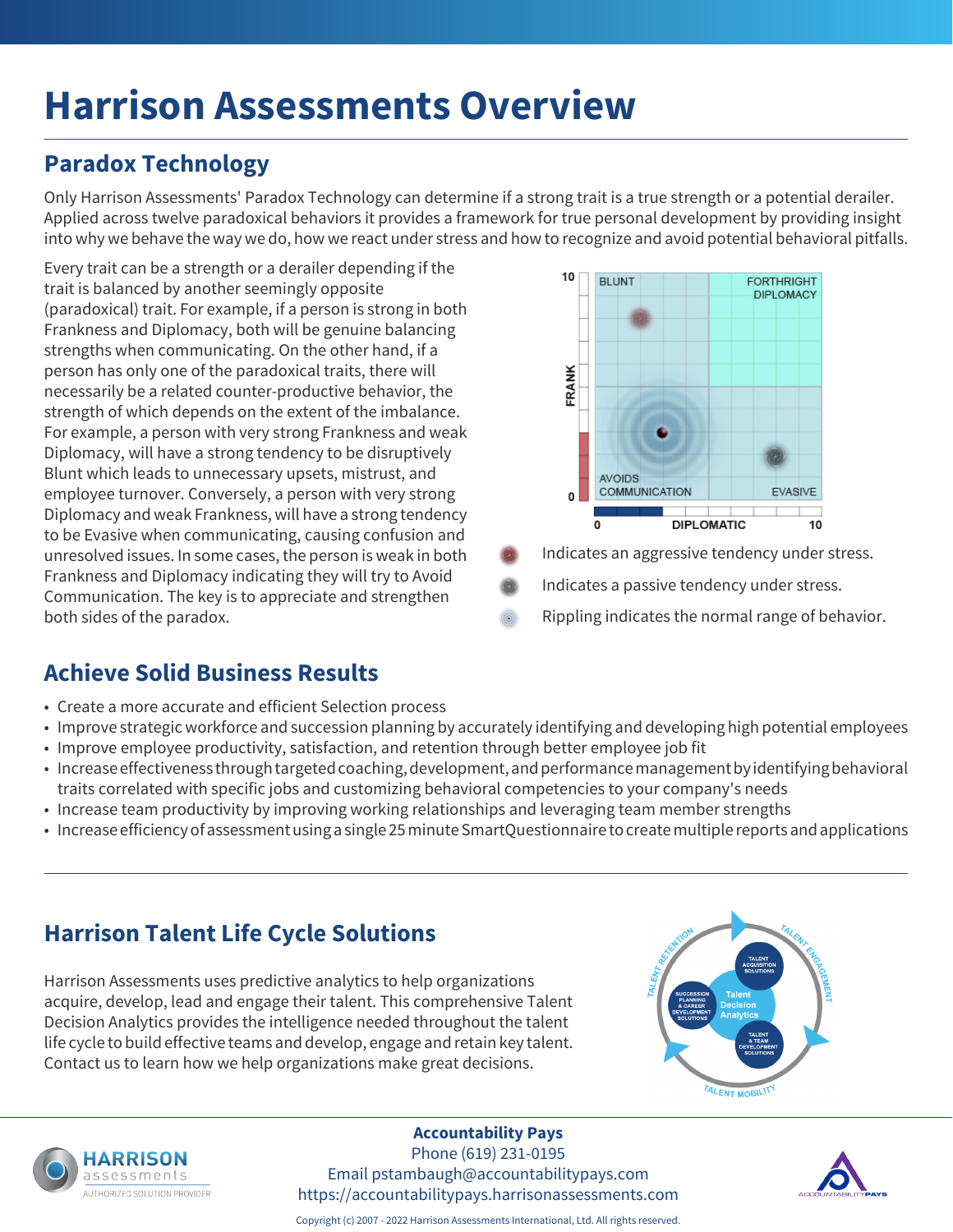# Harrison Assessments Overview

## Paradox Technology

Only Harrison Assessments' Paradox Technology can determine if a strong trait is a true strength or a potential derailer. Applied across twelve paradoxical behaviors it provides a framework for true personal development by providing insight into why we behave the way we do, how we react under stress and how to recognize and avoid potential behavioral pitfalls.

Every trait can be a strength or a derailer depending if the trait is balanced by another seemingly opposite (paradoxical) trait. For example, if a person is strong in both Frankness and Diplomacy, both will be genuine balancing strengths when communicating. On the other hand, if a person has only one of the paradoxical traits, there will necessarily be a related counter-productive behavior, the strength of which depends on the extent of the imbalance. For example, a person with very strong Frankness and weak Diplomacy, will have a strong tendency to be disruptively Blunt which leads to unnecessary upsets, mistrust, and employee turnover. Conversely, a person with very strong Diplomacy and weak Frankness, will have a strong tendency to be Evasive when communicating, causing confusion and unresolved issues. In some cases, the person is weak in both Frankness and Diplomacy indicating they will try to Avoid Communication. The key is to appreciate and strengthen both sides of the paradox.

10
BLUNT
FORTHRIGHT DIPLOMACY
FRANK
AVOIDS COMMUNICATION
EVASIVE
0
0
DIPLOMATIC
10

Indicates an aggressive tendency under stress.

Indicates a passive tendency under stress.

Rippling indicates the normal range of behavior.

## Achieve Solid Business Results

- Create a more accurate and efficient Selection process
- Improve strategic workforce and succession planning by accurately identifying and developing high potential employees
- Improve employee productivity, satisfaction, and retention through better employee job fit
- Increase effectiveness through targeted coaching, development, and performance management by identifying behavioral traits correlated with specific jobs and customizing behavioral competencies to your company's needs
- Increase team productivity by improving working relationships and leveraging team member strengths
- Increase efficiency of assessment using a single 25 minute SmartQuestionnaire to create multiple reports and applications

---

## Harrison Talent Life Cycle Solutions

Harrison Assessments uses predictive analytics to help organizations acquire, develop, lead and engage their talent. This comprehensive Talent Decision Analytics provides the intelligence needed throughout the talent life cycle to build effective teams and develop, engage and retain key talent. Contact us to learn how we help organizations make great decisions.

TALENT RETENTION
TALENT ENGAGEMENT
TALENT MOBILITY
TALENT ACQUISITION SOLUTIONS
Talent Decision Analytics
SUCCESSION PLANNING & CAREER DEVELOPMENT SOLUTIONS
TALENT & TEAM DEVELOPMENT SOLUTIONS

HARRISON assessments
AUTHORIZED SOLUTION PROVIDER

**Accountability Pays**
Phone (619) 231-0195
Email pstambaugh@accountabilitypays.com
https://accountabilitypays.harrisonassessments.com

ACCOUNTABILITYPAYS

Copyright (c) 2007 - 2022 Harrison Assessments International, Ltd. All rights reserved.